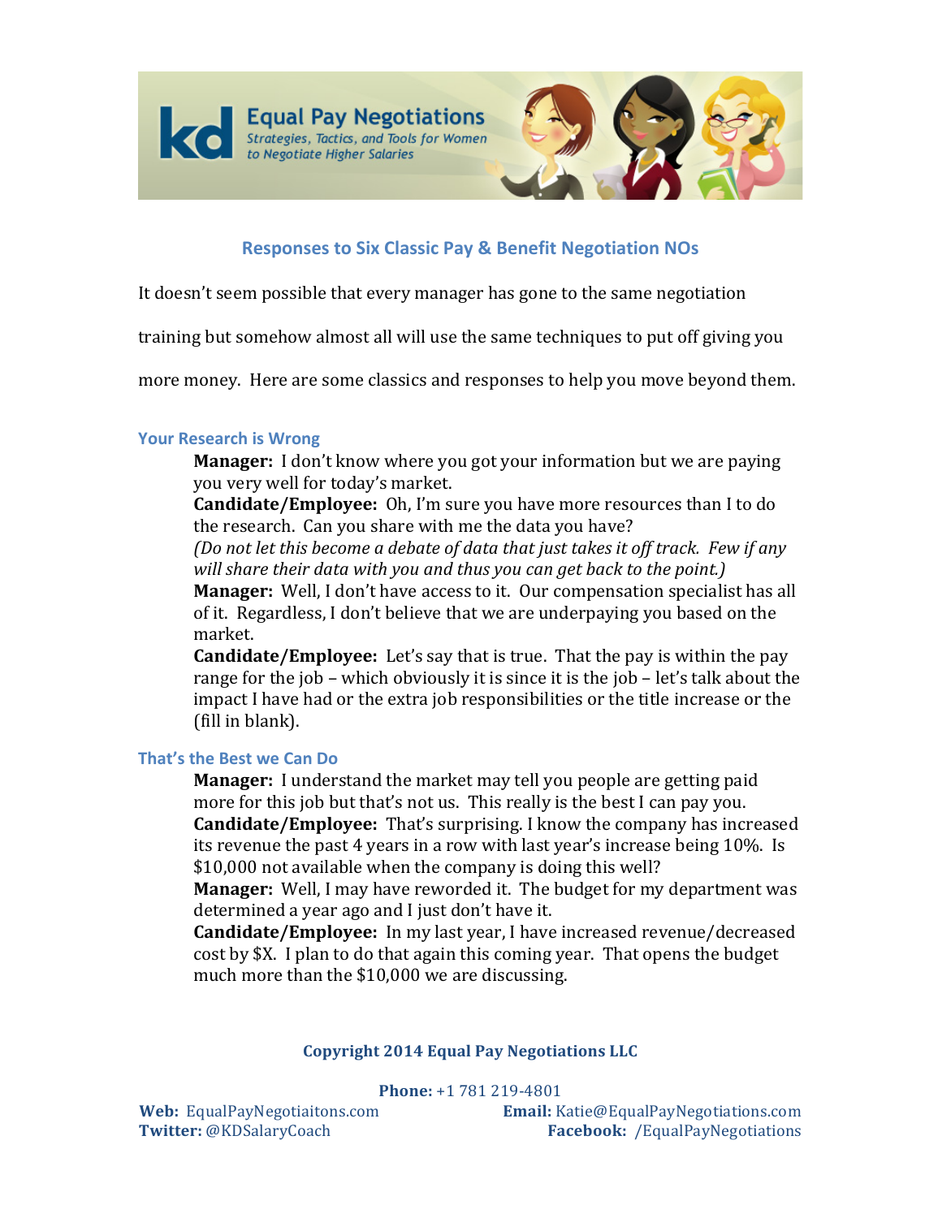Equal Pay Negotiations

*Strategies, Tactics, and Tools for Women to Negotiate Higher Salaries*

## Responses to Six Classic Pay & Benefit Negotiation NOs

It doesn't seem possible that every manager has gone to the same negotiation training but somehow almost all will use the same techniques to put off giving you more money. Here are some classics and responses to help you move beyond them.

### Your Research is Wrong

**Manager:** I don't know where you got your information but we are paying you very well for today's market.

**Candidate/Employee:** Oh, I'm sure you have more resources than I to do the research. Can you share with me the data you have?

*(Do not let this become a debate of data that just takes it off track. Few if any will share their data with you and thus you can get back to the point.)*

**Manager:** Well, I don't have access to it. Our compensation specialist has all of it. Regardless, I don't believe that we are underpaying you based on the market.

**Candidate/Employee:** Let's say that is true. That the pay is within the pay range for the job – which obviously it is since it is the job – let's talk about the impact I have had or the extra job responsibilities or the title increase or the (fill in blank).

### That's the Best we Can Do

**Manager:** I understand the market may tell you people are getting paid more for this job but that's not us. This really is the best I can pay you.

**Candidate/Employee:** That's surprising. I know the company has increased its revenue the past 4 years in a row with last year's increase being 10%. Is $10,000 not available when the company is doing this well?

**Manager:** Well, I may have reworded it. The budget for my department was determined a year ago and I just don't have it.

**Candidate/Employee:** In my last year, I have increased revenue/decreased cost by $X. I plan to do that again this coming year. That opens the budget much more than the $10,000 we are discussing.

**Copyright 2014 Equal Pay Negotiations LLC**

**Phone:** +1 781 219-4801

**Web:** EqualPayNegotiaitons.com
**Email:** Katie@EqualPayNegotiations.com
**Twitter:** @KDSalaryCoach
**Facebook:** /EqualPayNegotiations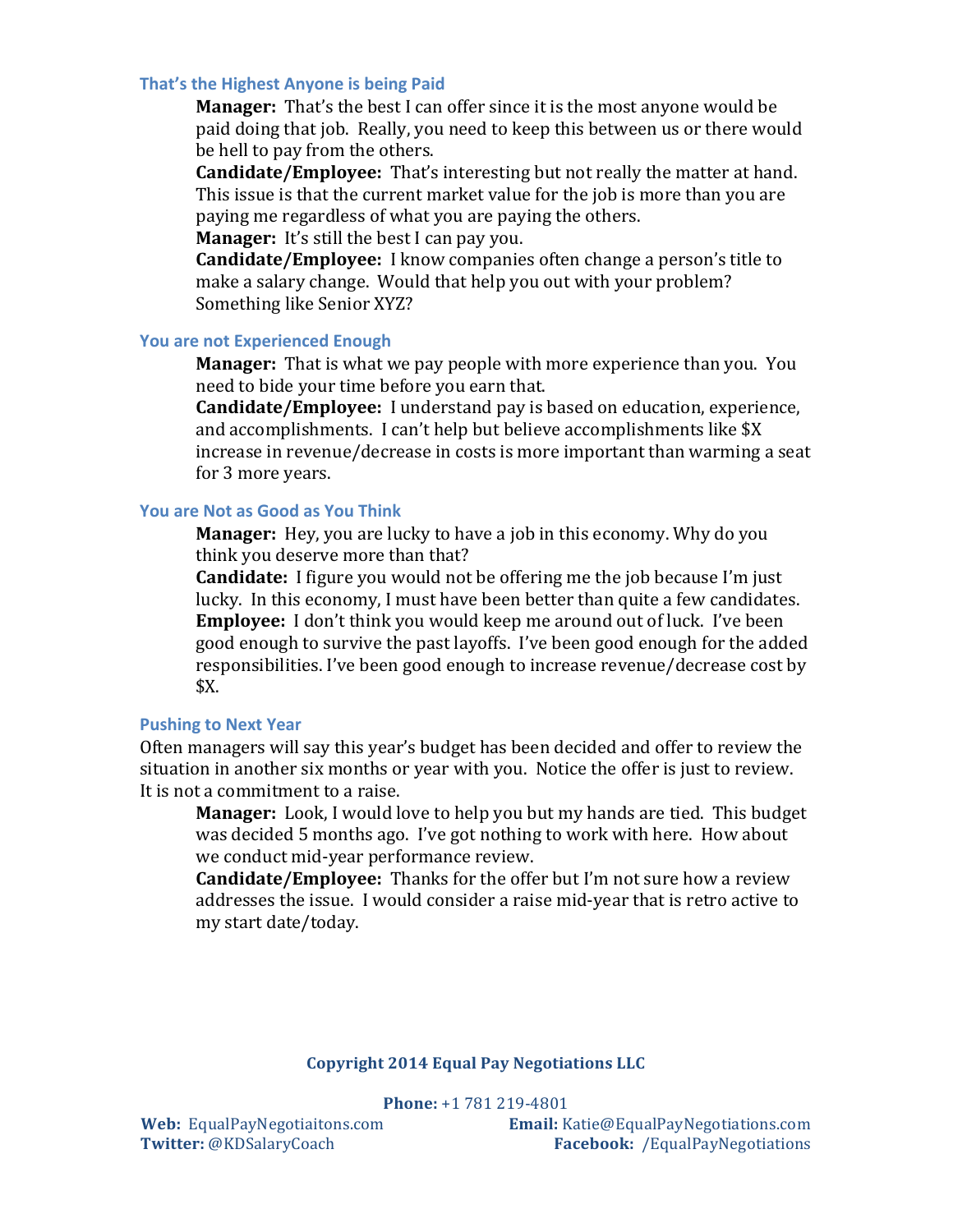### That's the Highest Anyone is being Paid

**Manager:** That's the best I can offer since it is the most anyone would be paid doing that job. Really, you need to keep this between us or there would be hell to pay from the others.

**Candidate/Employee:** That's interesting but not really the matter at hand. This issue is that the current market value for the job is more than you are paying me regardless of what you are paying the others.

**Manager:** It's still the best I can pay you.

**Candidate/Employee:** I know companies often change a person's title to make a salary change. Would that help you out with your problem? Something like Senior XYZ?

### You are not Experienced Enough

**Manager:** That is what we pay people with more experience than you. You need to bide your time before you earn that.

**Candidate/Employee:** I understand pay is based on education, experience, and accomplishments. I can't help but believe accomplishments like $X increase in revenue/decrease in costs is more important than warming a seat for 3 more years.

### You are Not as Good as You Think

**Manager:** Hey, you are lucky to have a job in this economy. Why do you think you deserve more than that?

**Candidate:** I figure you would not be offering me the job because I'm just lucky. In this economy, I must have been better than quite a few candidates.

**Employee:** I don't think you would keep me around out of luck. I've been good enough to survive the past layoffs. I've been good enough for the added responsibilities. I've been good enough to increase revenue/decrease cost by $X.

### Pushing to Next Year

Often managers will say this year's budget has been decided and offer to review the situation in another six months or year with you. Notice the offer is just to review. It is not a commitment to a raise.

**Manager:** Look, I would love to help you but my hands are tied. This budget was decided 5 months ago. I've got nothing to work with here. How about we conduct mid-year performance review.

**Candidate/Employee:** Thanks for the offer but I'm not sure how a review addresses the issue. I would consider a raise mid-year that is retro active to my start date/today.

**Copyright 2014 Equal Pay Negotiations LLC**

**Phone:** +1 781 219-4801

**Web:** EqualPayNegotiaitons.com

**Email:** Katie@EqualPayNegotiations.com

**Twitter:** @KDSalaryCoach

**Facebook:** /EqualPayNegotiations